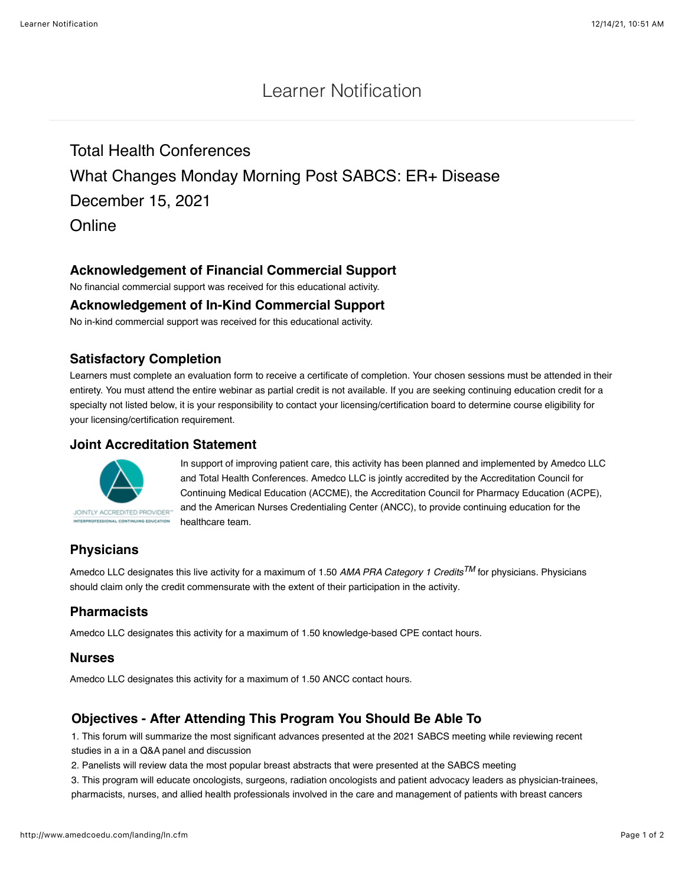# Learner Notification

## Total Health Conferences

## What Changes Monday Morning Post SABCS: ER+ Disease

## December 15, 2021

## Online

### Acknowledgement of Financial Commercial Support

No financial commercial support was received for this educational activity.

### Acknowledgement of In-Kind Commercial Support

No in-kind commercial support was received for this educational activity.

### Satisfactory Completion

Learners must complete an evaluation form to receive a certificate of completion. Your chosen sessions must be attended in their entirety. You must attend the entire webinar as partial credit is not available. If you are seeking continuing education credit for a specialty not listed below, it is your responsibility to contact your licensing/certification board to determine course eligibility for your licensing/certification requirement.

### Joint Accreditation Statement

JOINTLY ACCREDITED PROVIDER™
INTERPROFESSIONAL CONTINUING EDUCATION

In support of improving patient care, this activity has been planned and implemented by Amedco LLC and Total Health Conferences. Amedco LLC is jointly accredited by the Accreditation Council for Continuing Medical Education (ACCME), the Accreditation Council for Pharmacy Education (ACPE), and the American Nurses Credentialing Center (ANCC), to provide continuing education for the healthcare team.

### Physicians

Amedco LLC designates this live activity for a maximum of 1.50 *AMA PRA Category 1 Credits™* for physicians. Physicians should claim only the credit commensurate with the extent of their participation in the activity.

### Pharmacists

Amedco LLC designates this activity for a maximum of 1.50 knowledge-based CPE contact hours.

### Nurses

Amedco LLC designates this activity for a maximum of 1.50 ANCC contact hours.

### Objectives - After Attending This Program You Should Be Able To

1. This forum will summarize the most significant advances presented at the 2021 SABCS meeting while reviewing recent studies in a in a Q&A panel and discussion
2. Panelists will review data the most popular breast abstracts that were presented at the SABCS meeting
3. This program will educate oncologists, surgeons, radiation oncologists and patient advocacy leaders as physician-trainees, pharmacists, nurses, and allied health professionals involved in the care and management of patients with breast cancers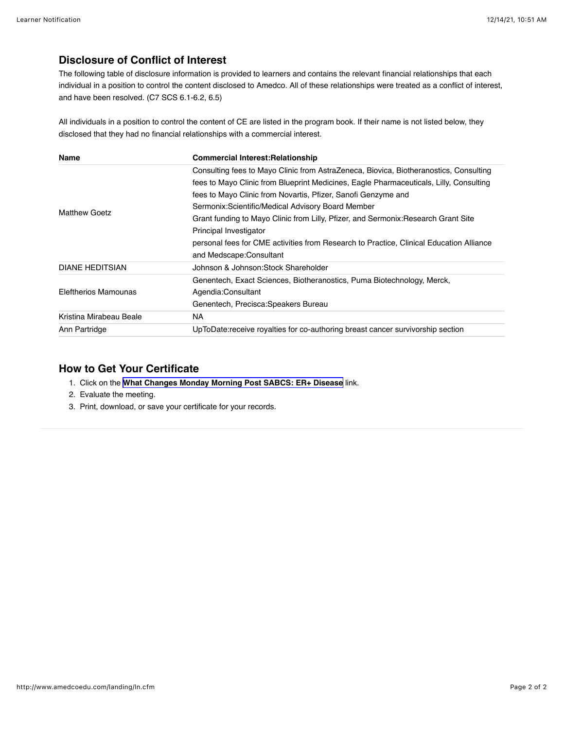## Disclosure of Conflict of Interest

The following table of disclosure information is provided to learners and contains the relevant financial relationships that each individual in a position to control the content disclosed to Amedco. All of these relationships were treated as a conflict of interest, and have been resolved. (C7 SCS 6.1-6.2, 6.5)

All individuals in a position to control the content of CE are listed in the program book. If their name is not listed below, they disclosed that they had no financial relationships with a commercial interest.

| Name | Commercial Interest:Relationship |
| --- | --- |
| Matthew Goetz | Consulting fees to Mayo Clinic from AstraZeneca, Biovica, Biotheranostics, Consulting fees to Mayo Clinic from Blueprint Medicines, Eagle Pharmaceuticals, Lilly, Consulting fees to Mayo Clinic from Novartis, Pfizer, Sanofi Genzyme and Sermonix:Scientific/Medical Advisory Board Member<br>Grant funding to Mayo Clinic from Lilly, Pfizer, and Sermonix:Research Grant Site Principal Investigator<br>personal fees for CME activities from Research to Practice, Clinical Education Alliance and Medscape:Consultant |
| DIANE HEDITSIAN | Johnson & Johnson:Stock Shareholder |
| Eleftherios Mamounas | Genentech, Exact Sciences, Biotheranostics, Puma Biotechnology, Merck, Agendia:Consultant<br>Genentech, Precisca:Speakers Bureau |
| Kristina Mirabeau Beale | NA |
| Ann Partridge | UpToDate:receive royalties for co-authoring breast cancer survivorship section |

## How to Get Your Certificate

1. Click on the **What Changes Monday Morning Post SABCS: ER+ Disease** link.
2. Evaluate the meeting.
3. Print, download, or save your certificate for your records.